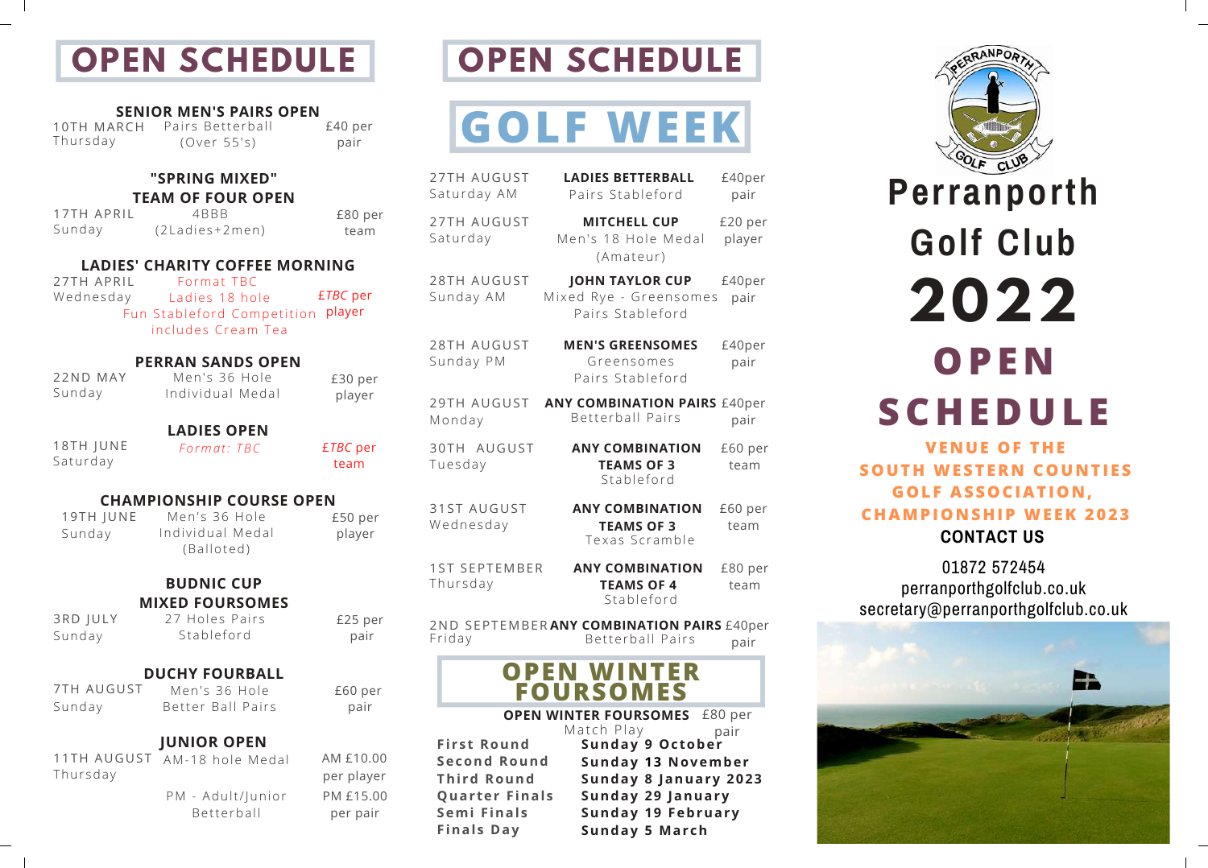# OPEN SCHEDULE

### SENIOR MEN'S PAIRS OPEN

10TH MARCH
Thursday

Pairs Betterball
(Over 55's)

£40 per pair

### "SPRING MIXED" TEAM OF FOUR OPEN

17TH APRIL
Sunday

4BBB
(2Ladies+2men)

£80 per team

### LADIES' CHARITY COFFEE MORNING

27TH APRIL
Wednesday

Format TBC
Ladies 18 hole
Fun Stableford Competition
includes Cream Tea

*£TBC* per player

### PERRAN SANDS OPEN

22ND MAY
Sunday

Men's 36 Hole
Individual Medal

£30 per player

### LADIES OPEN

18TH JUNE
Saturday

*Format: TBC*

*£TBC* per team

### CHAMPIONSHIP COURSE OPEN

19TH JUNE
Sunday

Men's 36 Hole
Individual Medal
(Balloted)

£50 per player

### BUDNIC CUP MIXED FOURSOMES

3RD JULY
Sunday

27 Holes Pairs
Stableford

£25 per pair

### DUCHY FOURBALL

7TH AUGUST
Sunday

Men's 36 Hole
Better Ball Pairs

£60 per pair

### JUNIOR OPEN

11TH AUGUST
Thursday

AM-18 hole Medal — AM £10.00 per player

PM - Adult/Junior Betterball — PM £15.00 per pair

# OPEN SCHEDULE

## GOLF WEEK

| Date | Competition | Entry |
|---|---|---|
| 27TH AUGUST Saturday AM | **LADIES BETTERBALL** Pairs Stableford | £40per pair |
| 27TH AUGUST Saturday | **MITCHELL CUP** Men's 18 Hole Medal (Amateur) | £20 per player |
| 28TH AUGUST Sunday AM | **JOHN TAYLOR CUP** Mixed Rye - Greensomes Pairs Stableford | £40per pair |
| 28TH AUGUST Sunday PM | **MEN'S GREENSOMES** Greensomes Pairs Stableford | £40per pair |
| 29TH AUGUST Monday | **ANY COMBINATION PAIRS** Betterball Pairs | £40per pair |
| 30TH AUGUST Tuesday | **ANY COMBINATION TEAMS OF 3** Stableford | £60 per team |
| 31ST AUGUST Wednesday | **ANY COMBINATION TEAMS OF 3** Texas Scramble | £60 per team |
| 1ST SEPTEMBER Thursday | **ANY COMBINATION TEAMS OF 4** Stableford | £80 per team |
| 2ND SEPTEMBER Friday | **ANY COMBINATION PAIRS** Betterball Pairs | £40per pair |

## OPEN WINTER FOURSOMES

**OPEN WINTER FOURSOMES** Match Play — £80 per pair

| Round | Date |
|---|---|
| **First Round** | **Sunday 9 October** |
| **Second Round** | **Sunday 13 November** |
| **Third Round** | **Sunday 8 January 2023** |
| **Quarter Finals** | **Sunday 29 January** |
| **Semi Finals** | **Sunday 19 February** |
| **Finals Day** | **Sunday 5 March** |

# Perranporth Golf Club

# 2022

# OPEN SCHEDULE

**VENUE OF THE SOUTH WESTERN COUNTIES GOLF ASSOCIATION, CHAMPIONSHIP WEEK 2023**

**CONTACT US**

01872 572454
perranporthgolfclub.co.uk
secretary@perranporthgolfclub.co.uk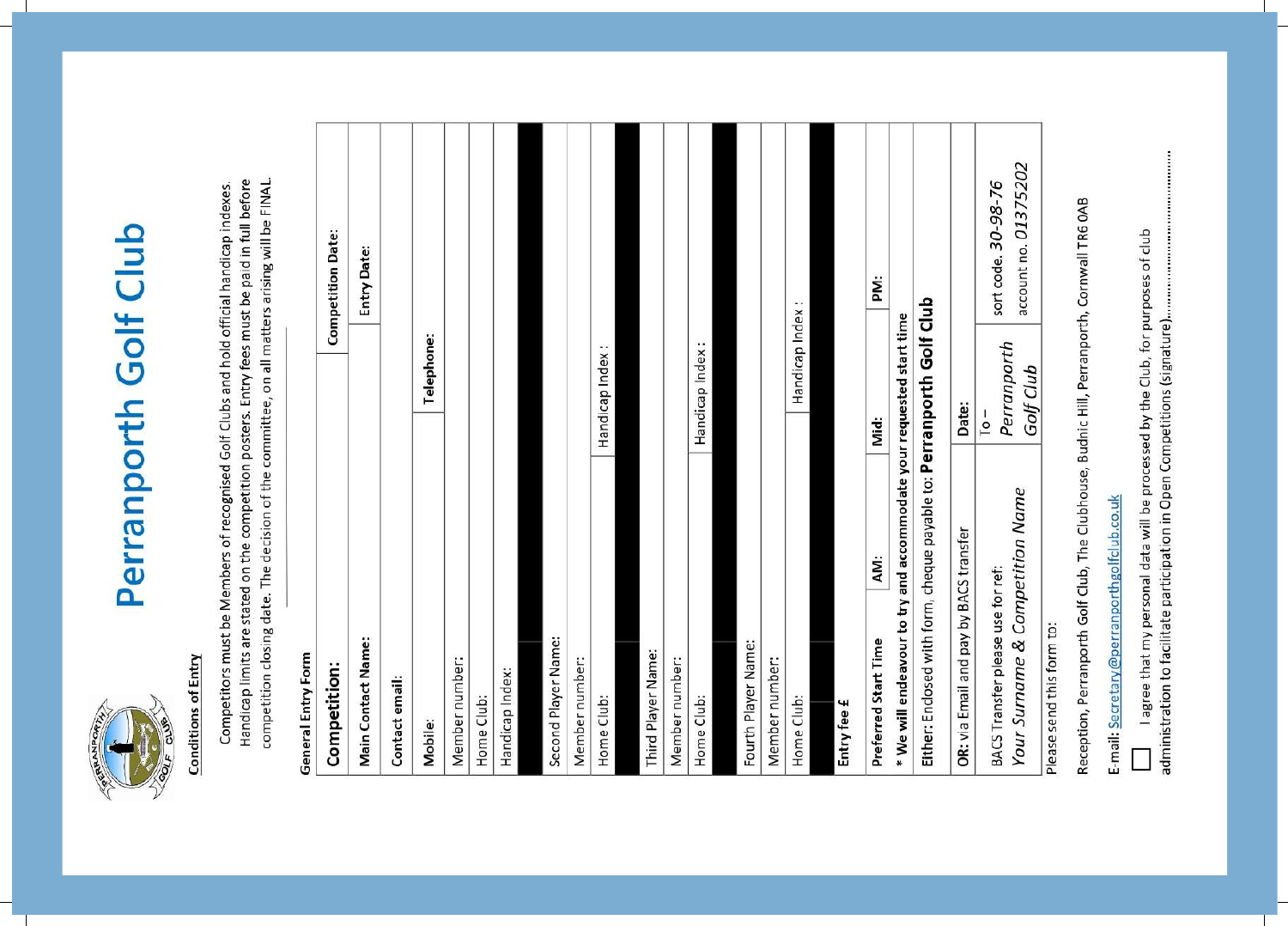# Perranporth Golf Club

**Conditions of Entry**

Competitors must be Members of recognised Golf Clubs and hold official handicap indexes. Handicap limits are stated on the competition posters. Entry fees must be paid in full before competition closing date. The decision of the committee, on **all** matters arising will be FINAL.

**General Entry Form**

| | | | |
|---|---|---|---|
| **Competition:** | | **Competition Date:** | |
| **Main Contact Name:** | | | **Entry Date:** |
| **Contact email:** | | | |
| **Mobile:** | | **Telephone:** | |
| Member number: | | | |
| Home Club: | | | |
| Handicap Index: | | | |
| Second Player Name: | | | |
| Member number: | | | |
| Home Club: | | Handicap Index : | |
| Third Player Name: | | | |
| Member number: | | | |
| Home Club: | | Handicap Index : | |
| Fourth Player Name: | | | |
| Member number: | | | |
| Home Club: | | Handicap Index : | |
| **Entry fee £** | | | |
| **Preferred Start Time** | **AM:** | **Mid:** | **PM:** |

**\* We will endeavour to try and accommodate your requested start time**

**Either:** Enclosed with form, cheque payable to: **Perranporth Golf Club**

| | | |
|---|---|---|
| **OR:** via Email and pay by BACS transfer | **Date:** | |
| BACS Transfer please use for ref: *Your Surname & Competition Name* | To – *Perranporth Golf Club* | sort code. *30-98-76* account no. *01375202* |

Please send this form to:

Reception, **Perranporth Golf Club**, The Clubhouse, Budnic Hill, Perranporth, Cornwall TR6 0AB

E-mail: Secretary@perranporthgolfclub.co.uk

☐ I agree that my **personal** data will be processed by the Club, for purposes of club administration to facilitate participation in Open Competitions (signature)..........................................